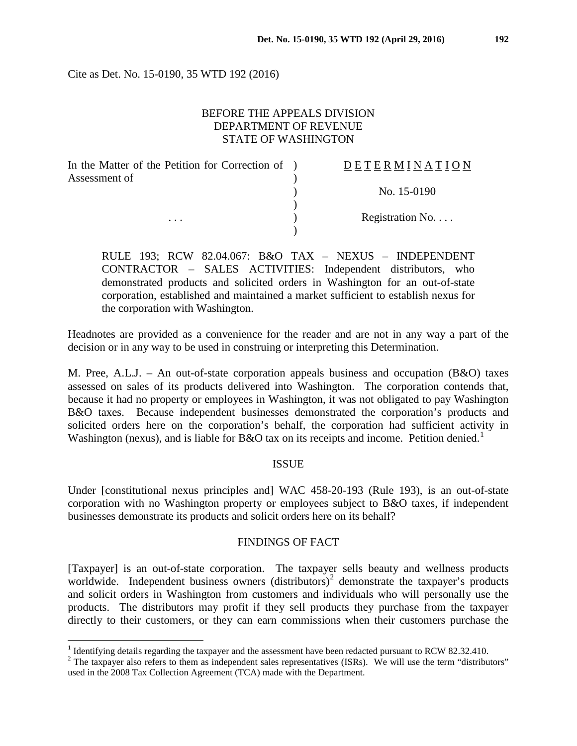Cite as Det. No. 15-0190, 35 WTD 192 (2016)

BEFORE THE APPEALS DIVISION
DEPARTMENT OF REVENUE
STATE OF WASHINGTON

| | | |
|---|---|---|
| In the Matter of the Petition for Correction of Assessment of | ) | DETERMINATION |
| | ) | |
| | ) | No. 15-0190 |
| | ) | |
| . . . | ) | Registration No. . . . |
| | ) | |

RULE 193; RCW 82.04.067: B&O TAX – NEXUS – INDEPENDENT CONTRACTOR – SALES ACTIVITIES: Independent distributors, who demonstrated products and solicited orders in Washington for an out-of-state corporation, established and maintained a market sufficient to establish nexus for the corporation with Washington.

Headnotes are provided as a convenience for the reader and are not in any way a part of the decision or in any way to be used in construing or interpreting this Determination.

M. Pree, A.L.J. – An out-of-state corporation appeals business and occupation (B&O) taxes assessed on sales of its products delivered into Washington. The corporation contends that, because it had no property or employees in Washington, it was not obligated to pay Washington B&O taxes. Because independent businesses demonstrated the corporation's products and solicited orders here on the corporation's behalf, the corporation had sufficient activity in Washington (nexus), and is liable for B&O tax on its receipts and income. Petition denied.[1]

## ISSUE

Under [constitutional nexus principles and] WAC 458-20-193 (Rule 193), is an out-of-state corporation with no Washington property or employees subject to B&O taxes, if independent businesses demonstrate its products and solicit orders here on its behalf?

## FINDINGS OF FACT

[Taxpayer] is an out-of-state corporation. The taxpayer sells beauty and wellness products worldwide. Independent business owners (distributors)[2] demonstrate the taxpayer's products and solicit orders in Washington from customers and individuals who will personally use the products. The distributors may profit if they sell products they purchase from the taxpayer directly to their customers, or they can earn commissions when their customers purchase the

---

[1] Identifying details regarding the taxpayer and the assessment have been redacted pursuant to RCW 82.32.410.

[2] The taxpayer also refers to them as independent sales representatives (ISRs). We will use the term "distributors" used in the 2008 Tax Collection Agreement (TCA) made with the Department.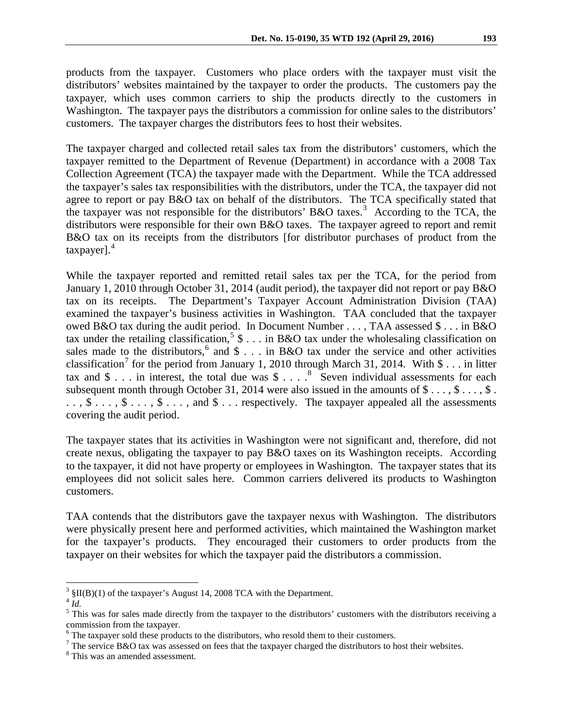products from the taxpayer. Customers who place orders with the taxpayer must visit the distributors' websites maintained by the taxpayer to order the products. The customers pay the taxpayer, which uses common carriers to ship the products directly to the customers in Washington. The taxpayer pays the distributors a commission for online sales to the distributors' customers. The taxpayer charges the distributors fees to host their websites.

The taxpayer charged and collected retail sales tax from the distributors' customers, which the taxpayer remitted to the Department of Revenue (Department) in accordance with a 2008 Tax Collection Agreement (TCA) the taxpayer made with the Department. While the TCA addressed the taxpayer's sales tax responsibilities with the distributors, under the TCA, the taxpayer did not agree to report or pay B&O tax on behalf of the distributors. The TCA specifically stated that the taxpayer was not responsible for the distributors' B&O taxes.[3] According to the TCA, the distributors were responsible for their own B&O taxes. The taxpayer agreed to report and remit B&O tax on its receipts from the distributors [for distributor purchases of product from the taxpayer].[4]

While the taxpayer reported and remitted retail sales tax per the TCA, for the period from January 1, 2010 through October 31, 2014 (audit period), the taxpayer did not report or pay B&O tax on its receipts. The Department's Taxpayer Account Administration Division (TAA) examined the taxpayer's business activities in Washington. TAA concluded that the taxpayer owed B&O tax during the audit period. In Document Number . . . , TAA assessed $ . . . in B&O tax under the retailing classification,[5] $ . . . in B&O tax under the wholesaling classification on sales made to the distributors,[6] and $ . . . in B&O tax under the service and other activities classification[7] for the period from January 1, 2010 through March 31, 2014. With $ . . . in litter tax and $ . . . in interest, the total due was $ . . . .[8] Seven individual assessments for each subsequent month through October 31, 2014 were also issued in the amounts of $ . . . , $ . . . , $ . . . , $ . . . , $ . . . , $ . . . , and $ . . . respectively. The taxpayer appealed all the assessments covering the audit period.

The taxpayer states that its activities in Washington were not significant and, therefore, did not create nexus, obligating the taxpayer to pay B&O taxes on its Washington receipts. According to the taxpayer, it did not have property or employees in Washington. The taxpayer states that its employees did not solicit sales here. Common carriers delivered its products to Washington customers.

TAA contends that the distributors gave the taxpayer nexus with Washington. The distributors were physically present here and performed activities, which maintained the Washington market for the taxpayer's products. They encouraged their customers to order products from the taxpayer on their websites for which the taxpayer paid the distributors a commission.

---

[3] §II(B)(1) of the taxpayer's August 14, 2008 TCA with the Department.

[4] *Id.*

[5] This was for sales made directly from the taxpayer to the distributors' customers with the distributors receiving a commission from the taxpayer.

[6] The taxpayer sold these products to the distributors, who resold them to their customers.

[7] The service B&O tax was assessed on fees that the taxpayer charged the distributors to host their websites.

[8] This was an amended assessment.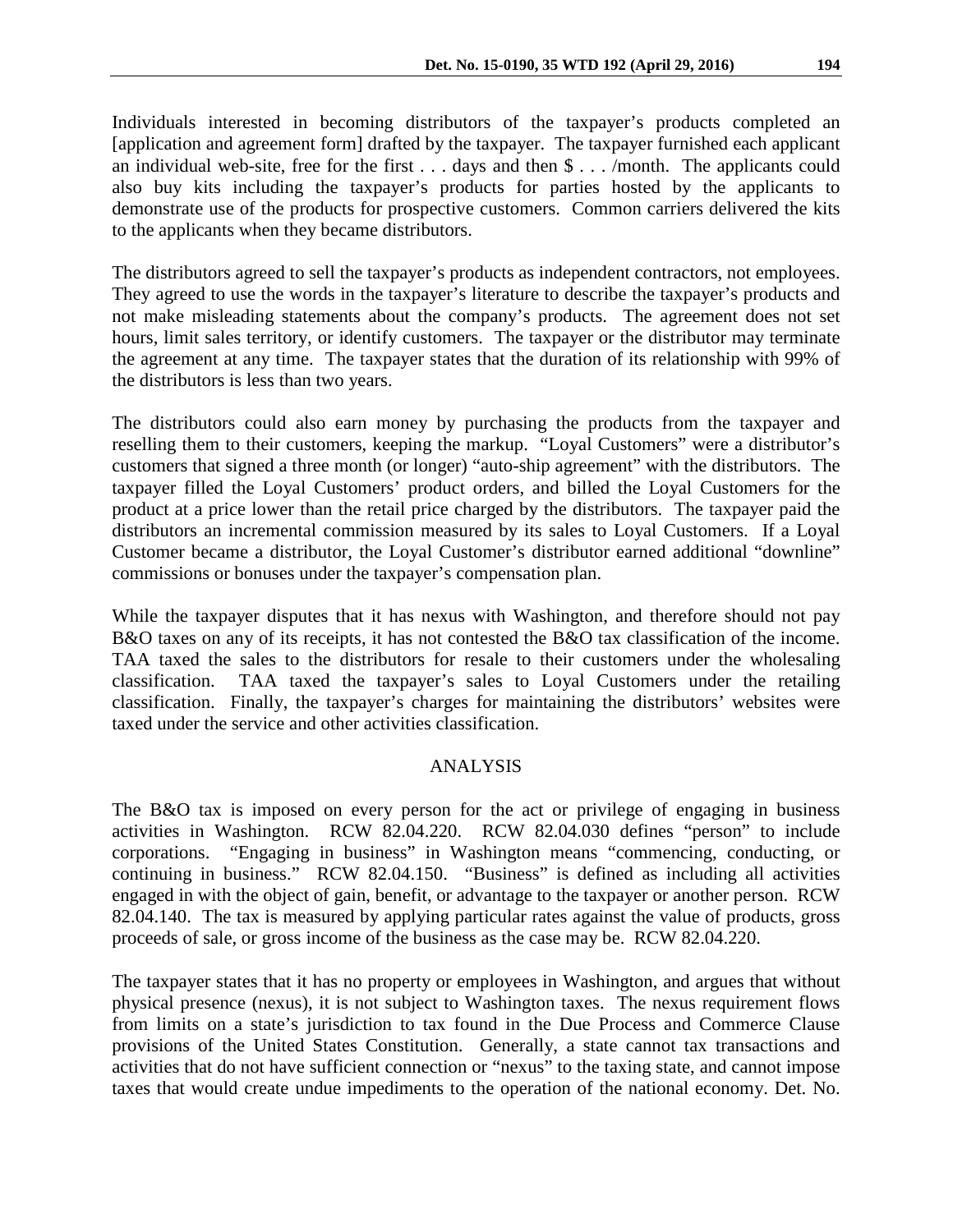Individuals interested in becoming distributors of the taxpayer's products completed an [application and agreement form] drafted by the taxpayer. The taxpayer furnished each applicant an individual web-site, free for the first . . . days and then $ . . . /month. The applicants could also buy kits including the taxpayer's products for parties hosted by the applicants to demonstrate use of the products for prospective customers. Common carriers delivered the kits to the applicants when they became distributors.

The distributors agreed to sell the taxpayer's products as independent contractors, not employees. They agreed to use the words in the taxpayer's literature to describe the taxpayer's products and not make misleading statements about the company's products. The agreement does not set hours, limit sales territory, or identify customers. The taxpayer or the distributor may terminate the agreement at any time. The taxpayer states that the duration of its relationship with 99% of the distributors is less than two years.

The distributors could also earn money by purchasing the products from the taxpayer and reselling them to their customers, keeping the markup. "Loyal Customers" were a distributor's customers that signed a three month (or longer) "auto-ship agreement" with the distributors. The taxpayer filled the Loyal Customers' product orders, and billed the Loyal Customers for the product at a price lower than the retail price charged by the distributors. The taxpayer paid the distributors an incremental commission measured by its sales to Loyal Customers. If a Loyal Customer became a distributor, the Loyal Customer's distributor earned additional "downline" commissions or bonuses under the taxpayer's compensation plan.

While the taxpayer disputes that it has nexus with Washington, and therefore should not pay B&O taxes on any of its receipts, it has not contested the B&O tax classification of the income. TAA taxed the sales to the distributors for resale to their customers under the wholesaling classification. TAA taxed the taxpayer's sales to Loyal Customers under the retailing classification. Finally, the taxpayer's charges for maintaining the distributors' websites were taxed under the service and other activities classification.

## ANALYSIS

The B&O tax is imposed on every person for the act or privilege of engaging in business activities in Washington. RCW 82.04.220. RCW 82.04.030 defines "person" to include corporations. "Engaging in business" in Washington means "commencing, conducting, or continuing in business." RCW 82.04.150. "Business" is defined as including all activities engaged in with the object of gain, benefit, or advantage to the taxpayer or another person. RCW 82.04.140. The tax is measured by applying particular rates against the value of products, gross proceeds of sale, or gross income of the business as the case may be. RCW 82.04.220.

The taxpayer states that it has no property or employees in Washington, and argues that without physical presence (nexus), it is not subject to Washington taxes. The nexus requirement flows from limits on a state's jurisdiction to tax found in the Due Process and Commerce Clause provisions of the United States Constitution. Generally, a state cannot tax transactions and activities that do not have sufficient connection or "nexus" to the taxing state, and cannot impose taxes that would create undue impediments to the operation of the national economy. Det. No.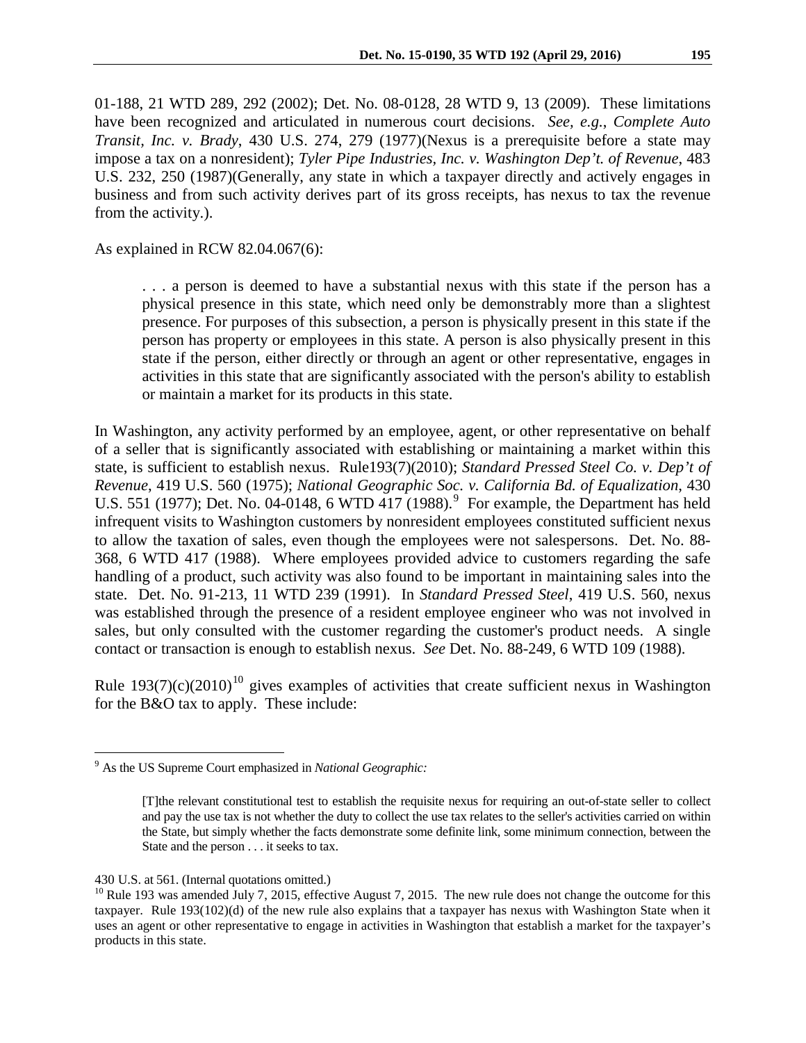01-188, 21 WTD 289, 292 (2002); Det. No. 08-0128, 28 WTD 9, 13 (2009). These limitations have been recognized and articulated in numerous court decisions. *See, e.g.*, *Complete Auto Transit, Inc. v. Brady*, 430 U.S. 274, 279 (1977)(Nexus is a prerequisite before a state may impose a tax on a nonresident); *Tyler Pipe Industries, Inc. v. Washington Dep't. of Revenue*, 483 U.S. 232, 250 (1987)(Generally, any state in which a taxpayer directly and actively engages in business and from such activity derives part of its gross receipts, has nexus to tax the revenue from the activity.).

As explained in RCW 82.04.067(6):

> . . . a person is deemed to have a substantial nexus with this state if the person has a physical presence in this state, which need only be demonstrably more than a slightest presence. For purposes of this subsection, a person is physically present in this state if the person has property or employees in this state. A person is also physically present in this state if the person, either directly or through an agent or other representative, engages in activities in this state that are significantly associated with the person's ability to establish or maintain a market for its products in this state.

In Washington, any activity performed by an employee, agent, or other representative on behalf of a seller that is significantly associated with establishing or maintaining a market within this state, is sufficient to establish nexus. Rule193(7)(2010); *Standard Pressed Steel Co. v. Dep't of Revenue*, 419 U.S. 560 (1975); *National Geographic Soc. v. California Bd. of Equalization*, 430 U.S. 551 (1977); Det. No. 04-0148, 6 WTD 417 (1988).[9] For example, the Department has held infrequent visits to Washington customers by nonresident employees constituted sufficient nexus to allow the taxation of sales, even though the employees were not salespersons. Det. No. 88-368, 6 WTD 417 (1988). Where employees provided advice to customers regarding the safe handling of a product, such activity was also found to be important in maintaining sales into the state. Det. No. 91-213, 11 WTD 239 (1991). In *Standard Pressed Steel*, 419 U.S. 560, nexus was established through the presence of a resident employee engineer who was not involved in sales, but only consulted with the customer regarding the customer's product needs. A single contact or transaction is enough to establish nexus. *See* Det. No. 88-249, 6 WTD 109 (1988).

Rule 193(7)(c)(2010)[10] gives examples of activities that create sufficient nexus in Washington for the B&O tax to apply. These include:

---

[9] As the US Supreme Court emphasized in *National Geographic:*

> [T]the relevant constitutional test to establish the requisite nexus for requiring an out-of-state seller to collect and pay the use tax is not whether the duty to collect the use tax relates to the seller's activities carried on within the State, but simply whether the facts demonstrate some definite link, some minimum connection, between the State and the person . . . it seeks to tax.

430 U.S. at 561. (Internal quotations omitted.)

[10] Rule 193 was amended July 7, 2015, effective August 7, 2015. The new rule does not change the outcome for this taxpayer. Rule 193(102)(d) of the new rule also explains that a taxpayer has nexus with Washington State when it uses an agent or other representative to engage in activities in Washington that establish a market for the taxpayer's products in this state.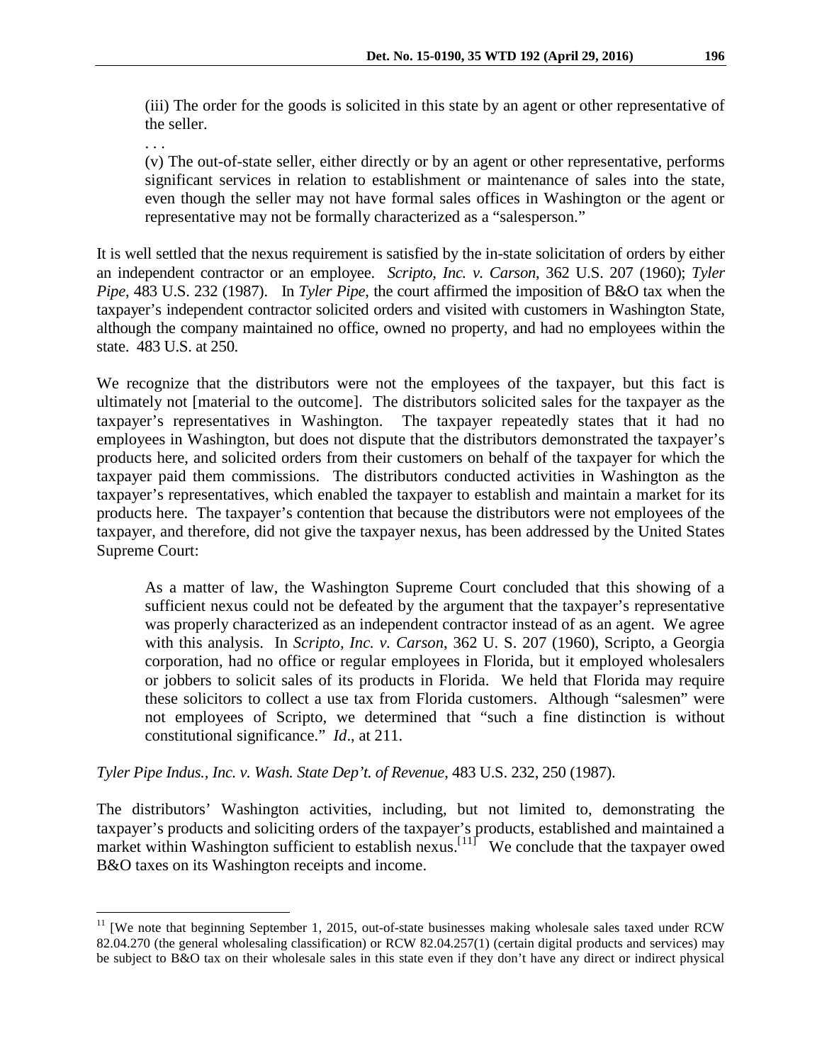> (iii) The order for the goods is solicited in this state by an agent or other representative of the seller.
>
> . . .
>
> (v) The out-of-state seller, either directly or by an agent or other representative, performs significant services in relation to establishment or maintenance of sales into the state, even though the seller may not have formal sales offices in Washington or the agent or representative may not be formally characterized as a "salesperson."

It is well settled that the nexus requirement is satisfied by the in-state solicitation of orders by either an independent contractor or an employee. *Scripto, Inc. v. Carson*, 362 U.S. 207 (1960); *Tyler Pipe*, 483 U.S. 232 (1987). In *Tyler Pipe*, the court affirmed the imposition of B&O tax when the taxpayer's independent contractor solicited orders and visited with customers in Washington State, although the company maintained no office, owned no property, and had no employees within the state. 483 U.S. at 250.

We recognize that the distributors were not the employees of the taxpayer, but this fact is ultimately not [material to the outcome]. The distributors solicited sales for the taxpayer as the taxpayer's representatives in Washington. The taxpayer repeatedly states that it had no employees in Washington, but does not dispute that the distributors demonstrated the taxpayer's products here, and solicited orders from their customers on behalf of the taxpayer for which the taxpayer paid them commissions. The distributors conducted activities in Washington as the taxpayer's representatives, which enabled the taxpayer to establish and maintain a market for its products here. The taxpayer's contention that because the distributors were not employees of the taxpayer, and therefore, did not give the taxpayer nexus, has been addressed by the United States Supreme Court:

> As a matter of law, the Washington Supreme Court concluded that this showing of a sufficient nexus could not be defeated by the argument that the taxpayer's representative was properly characterized as an independent contractor instead of as an agent. We agree with this analysis. In *Scripto, Inc. v. Carson*, 362 U. S. 207 (1960), Scripto, a Georgia corporation, had no office or regular employees in Florida, but it employed wholesalers or jobbers to solicit sales of its products in Florida. We held that Florida may require these solicitors to collect a use tax from Florida customers. Although "salesmen" were not employees of Scripto, we determined that "such a fine distinction is without constitutional significance." *Id*., at 211.

*Tyler Pipe Indus., Inc. v. Wash. State Dep't. of Revenue*, 483 U.S. 232, 250 (1987).

The distributors' Washington activities, including, but not limited to, demonstrating the taxpayer's products and soliciting orders of the taxpayer's products, established and maintained a market within Washington sufficient to establish nexus.[11] We conclude that the taxpayer owed B&O taxes on its Washington receipts and income.

---

[11] [We note that beginning September 1, 2015, out-of-state businesses making wholesale sales taxed under RCW 82.04.270 (the general wholesaling classification) or RCW 82.04.257(1) (certain digital products and services) may be subject to B&O tax on their wholesale sales in this state even if they don't have any direct or indirect physical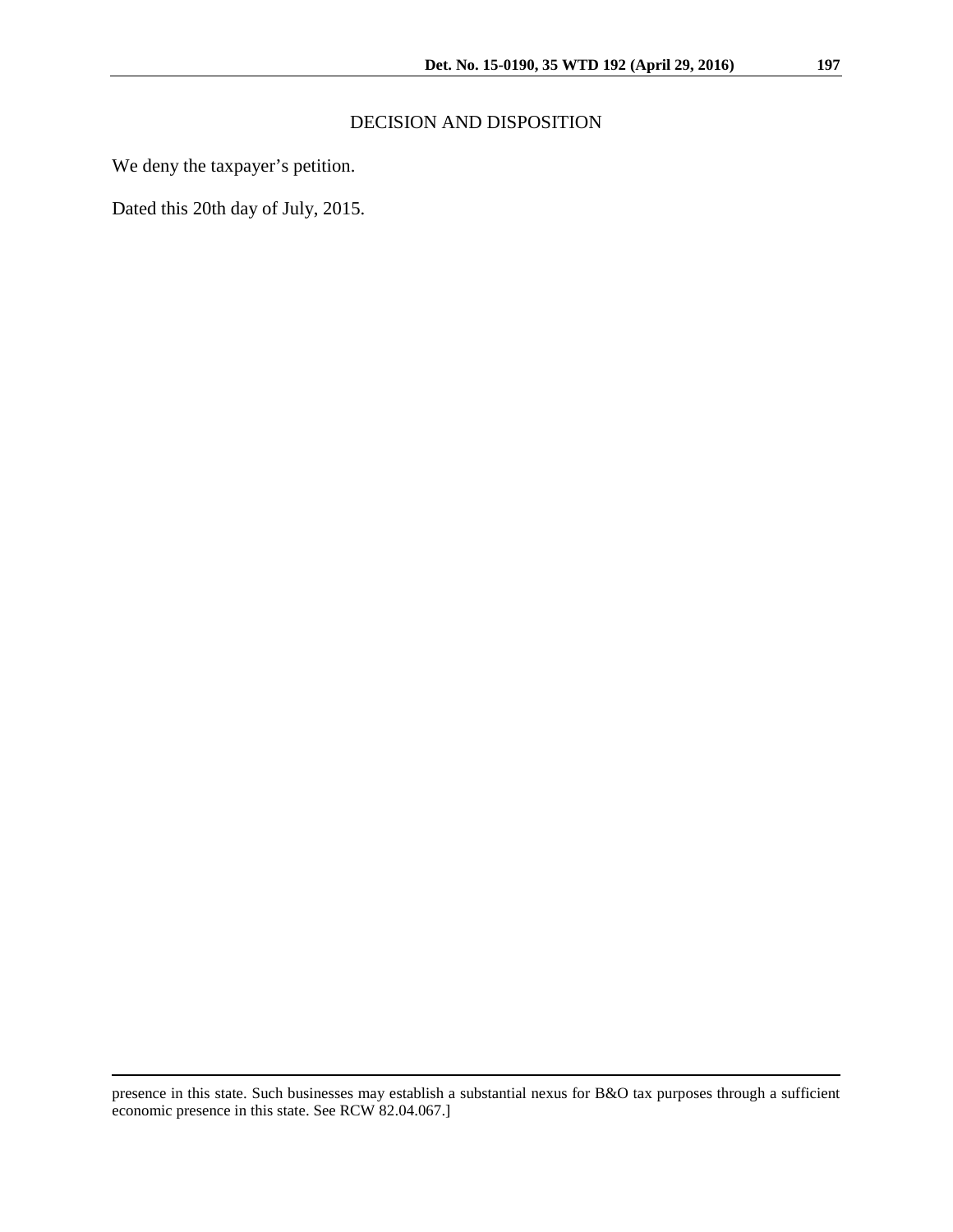## DECISION AND DISPOSITION

We deny the taxpayer's petition.

Dated this 20th day of July, 2015.

---

presence in this state. Such businesses may establish a substantial nexus for B&O tax purposes through a sufficient economic presence in this state. See RCW 82.04.067.]